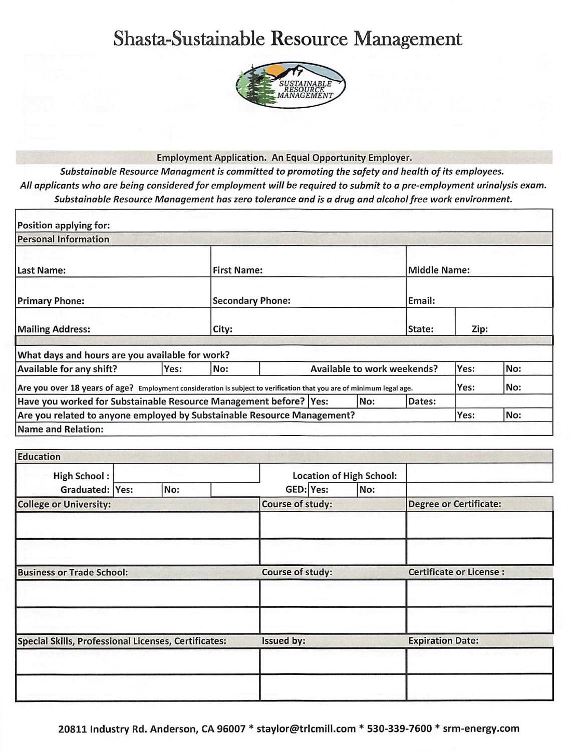# Shasta-Sustainable Resource Management

**Employment Application. An Equal Opportunity Employer.**

*Substainable Resource Managment is committed to promoting the safety and health of its employees.*
*All applicants who are being considered for employment will be required to submit to a pre-employment urinalysis exam.*
*Substainable Resource Management has zero tolerance and is a drug and alcohol free work environment.*

| Position applying for: | | | | | |
|---|---|---|---|---|---|
| **Personal Information** | | | | | |
| Last Name: | | First Name: | | Middle Name: | |
| Primary Phone: | | Secondary Phone: | | Email: | |
| Mailing Address: | | City: | | State: | Zip: |

| What days and hours are you available for work? | | | | | |
|---|---|---|---|---|---|
| Available for any shift? | Yes: | No: | Available to work weekends? | Yes: | No: |
| Are you over 18 years of age? Employment consideration is subject to verification that you are of minimum legal age. | | | | Yes: | No: |
| Have you worked for Substainable Resource Management before? | Yes: | No: | Dates: | | |
| Are you related to anyone employed by Substainable Resource Management? | | | | Yes: | No: |
| Name and Relation: | | | | | |

| **Education** | | | | | |
|---|---|---|---|---|---|
| High School : | | | Location of High School: | | |
| Graduated: | Yes: | No: | GED: | Yes: | No: |

| College or University: | Course of study: | Degree or Certificate: |
|---|---|---|
| | | |
| | | |

| Business or Trade School: | Course of study: | Certificate or License : |
|---|---|---|
| | | |
| | | |

| Special Skills, Professional Licenses, Certificates: | Issued by: | Expiration Date: |
|---|---|---|
| | | |
| | | |

20811 Industry Rd. Anderson, CA 96007 * staylor@trlcmill.com * 530-339-7600 * srm-energy.com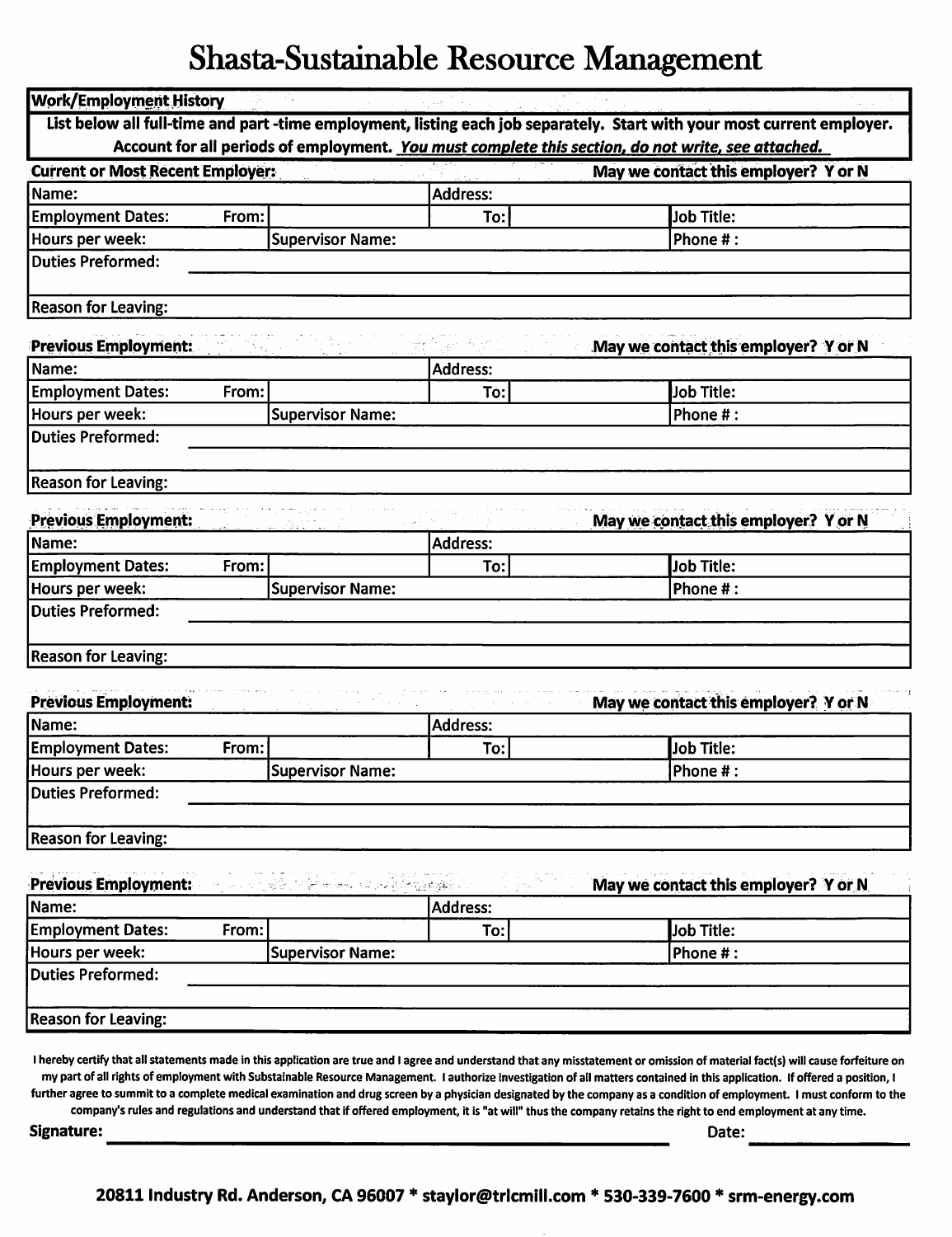# Shasta-Sustainable Resource Management

**Work/Employment History**

**List below all full-time and part -time employment, listing each job separately. Start with your most current employer. Account for all periods of employment. *You must complete this section, do not write, see attached.***

**Current or Most Recent Employer:** **May we contact this employer? Y or N**

| Name: | | Address: | | |
|---|---|---|---|---|
| Employment Dates: From: | | To: | | Job Title: |
| Hours per week: | Supervisor Name: | | | Phone # : |
| Duties Preformed: | | | | |
| | | | | |
| Reason for Leaving: | | | | |

**Previous Employment:** **May we contact this employer? Y or N**

| Name: | | Address: | | |
|---|---|---|---|---|
| Employment Dates: From: | | To: | | Job Title: |
| Hours per week: | Supervisor Name: | | | Phone # : |
| Duties Preformed: | | | | |
| | | | | |
| Reason for Leaving: | | | | |

**Previous Employment:** **May we contact this employer? Y or N**

| Name: | | Address: | | |
|---|---|---|---|---|
| Employment Dates: From: | | To: | | Job Title: |
| Hours per week: | Supervisor Name: | | | Phone # : |
| Duties Preformed: | | | | |
| | | | | |
| Reason for Leaving: | | | | |

**Previous Employment:** **May we contact this employer? Y or N**

| Name: | | Address: | | |
|---|---|---|---|---|
| Employment Dates: From: | | To: | | Job Title: |
| Hours per week: | Supervisor Name: | | | Phone # : |
| Duties Preformed: | | | | |
| | | | | |
| Reason for Leaving: | | | | |

**Previous Employment:** **May we contact this employer? Y or N**

| Name: | | Address: | | |
|---|---|---|---|---|
| Employment Dates: From: | | To: | | Job Title: |
| Hours per week: | Supervisor Name: | | | Phone # : |
| Duties Preformed: | | | | |
| | | | | |
| Reason for Leaving: | | | | |

**I hereby certify that all statements made in this application are true and I agree and understand that any misstatement or omission of material fact(s) will cause forfeiture on my part of all rights of employment with Substainable Resource Management. I authorize investigation of all matters contained in this application. If offered a position, I further agree to summit to a complete medical examination and drug screen by a physician designated by the company as a condition of employment. I must conform to the company's rules and regulations and understand that if offered employment, it is "at will" thus the company retains the right to end employment at any time.**

**Signature:** ______________________________ **Date:** ____________

**20811 Industry Rd. Anderson, CA 96007 * staylor@trlcmill.com * 530-339-7600 * srm-energy.com**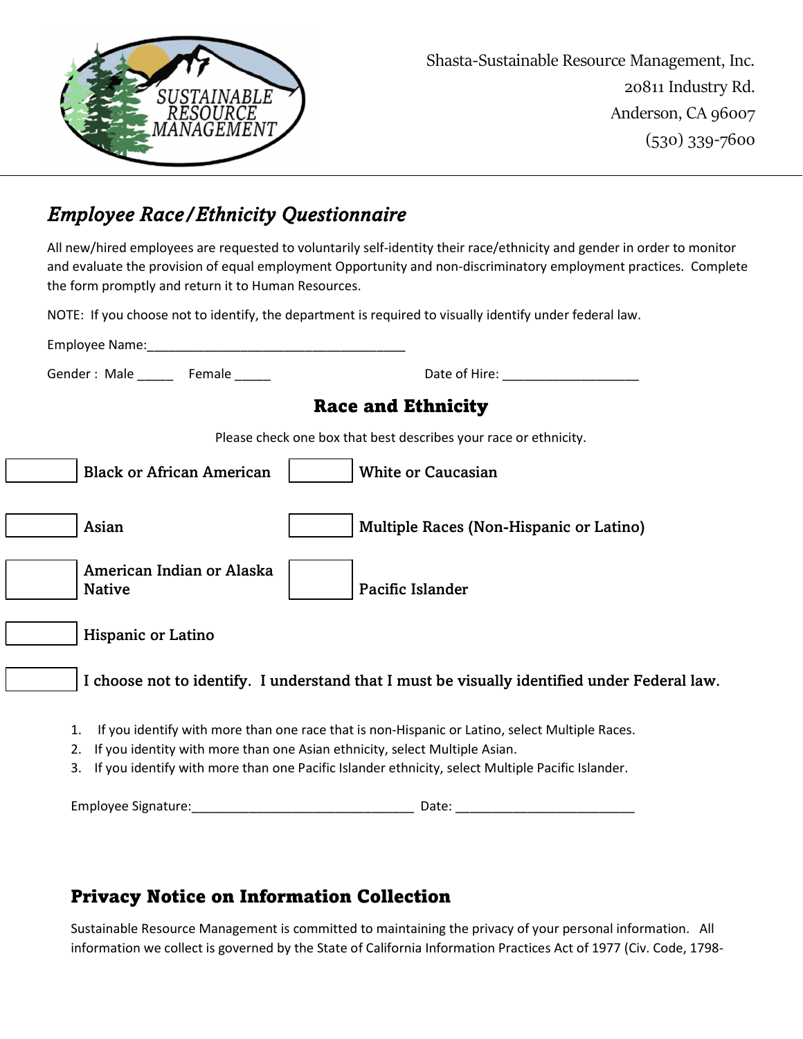Shasta-Sustainable Resource Management, Inc.
20811 Industry Rd.
Anderson, CA 96007
(530) 339-7600

## *Employee Race/Ethnicity Questionnaire*

All new/hired employees are requested to voluntarily self-identity their race/ethnicity and gender in order to monitor and evaluate the provision of equal employment Opportunity and non-discriminatory employment practices. Complete the form promptly and return it to Human Resources.

NOTE: If you choose not to identify, the department is required to visually identify under federal law.

Employee Name:_____________________________________

Gender : Male _____ Female _____ Date of Hire: ___________________

## Race and Ethnicity

Please check one box that best describes your race or ethnicity.

- ☐ Black or African American
- ☐ White or Caucasian
- ☐ Asian
- ☐ Multiple Races (Non-Hispanic or Latino)
- ☐ American Indian or Alaska Native
- ☐ Pacific Islander
- ☐ Hispanic or Latino
- ☐ I choose not to identify. I understand that I must be visually identified under Federal law.

1. If you identify with more than one race that is non-Hispanic or Latino, select Multiple Races.
2. If you identity with more than one Asian ethnicity, select Multiple Asian.
3. If you identify with more than one Pacific Islander ethnicity, select Multiple Pacific Islander.

Employee Signature:_______________________________ Date: _________________________

## Privacy Notice on Information Collection

Sustainable Resource Management is committed to maintaining the privacy of your personal information. All information we collect is governed by the State of California Information Practices Act of 1977 (Civ. Code, 1798-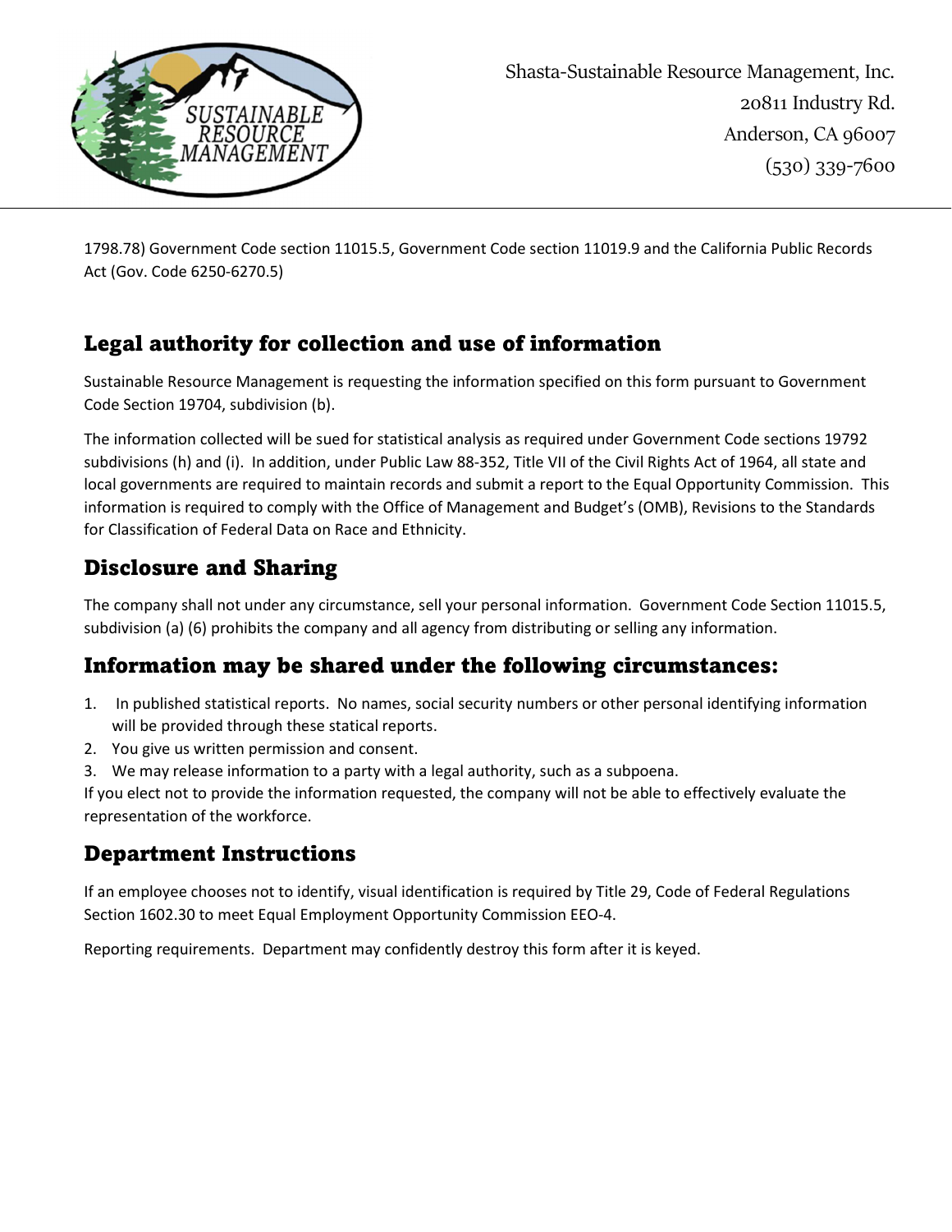1798.78) Government Code section 11015.5, Government Code section 11019.9 and the California Public Records Act (Gov. Code 6250-6270.5)

## Legal authority for collection and use of information

Sustainable Resource Management is requesting the information specified on this form pursuant to Government Code Section 19704, subdivision (b).

The information collected will be sued for statistical analysis as required under Government Code sections 19792 subdivisions (h) and (i). In addition, under Public Law 88-352, Title VII of the Civil Rights Act of 1964, all state and local governments are required to maintain records and submit a report to the Equal Opportunity Commission. This information is required to comply with the Office of Management and Budget's (OMB), Revisions to the Standards for Classification of Federal Data on Race and Ethnicity.

## Disclosure and Sharing

The company shall not under any circumstance, sell your personal information. Government Code Section 11015.5, subdivision (a) (6) prohibits the company and all agency from distributing or selling any information.

## Information may be shared under the following circumstances:

1. In published statistical reports. No names, social security numbers or other personal identifying information will be provided through these statical reports.
2. You give us written permission and consent.
3. We may release information to a party with a legal authority, such as a subpoena.

If you elect not to provide the information requested, the company will not be able to effectively evaluate the representation of the workforce.

## Department Instructions

If an employee chooses not to identify, visual identification is required by Title 29, Code of Federal Regulations Section 1602.30 to meet Equal Employment Opportunity Commission EEO-4.

Reporting requirements. Department may confidently destroy this form after it is keyed.